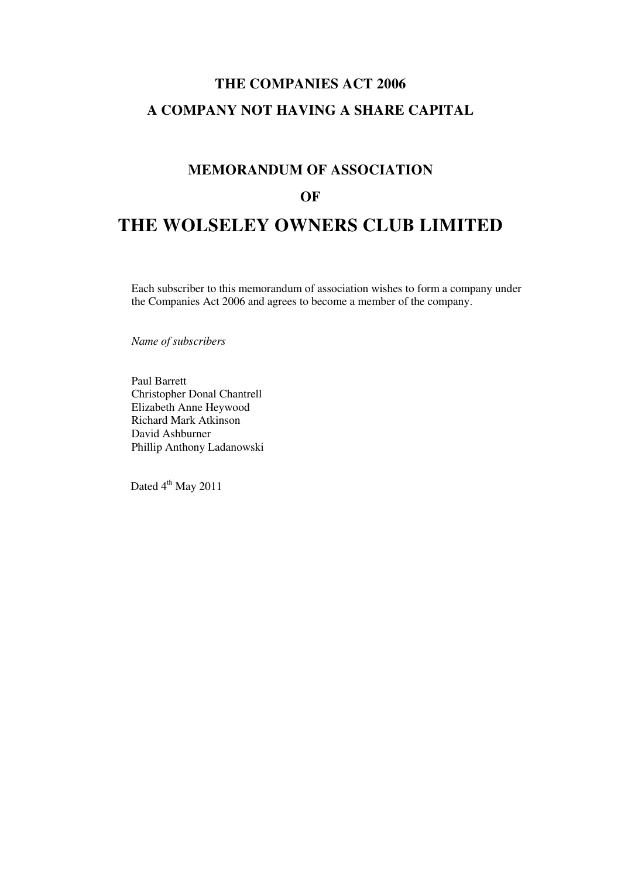**THE COMPANIES ACT 2006**

**A COMPANY NOT HAVING A SHARE CAPITAL**

**MEMORANDUM OF ASSOCIATION**

**OF**

# THE WOLSELEY OWNERS CLUB LIMITED

Each subscriber to this memorandum of association wishes to form a company under the Companies Act 2006 and agrees to become a member of the company.

*Name of subscribers*

Paul Barrett
Christopher Donal Chantrell
Elizabeth Anne Heywood
Richard Mark Atkinson
David Ashburner
Phillip Anthony Ladanowski

Dated 4th May 2011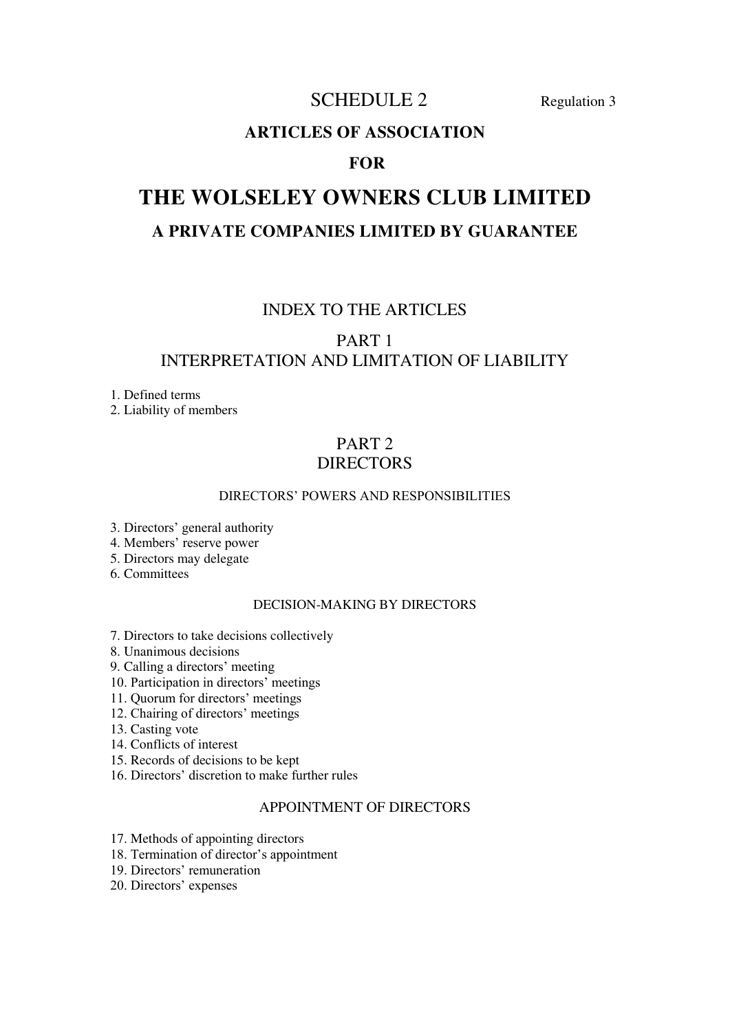# SCHEDULE 2

Regulation 3

## ARTICLES OF ASSOCIATION

## FOR

# THE WOLSELEY OWNERS CLUB LIMITED

## A PRIVATE COMPANIES LIMITED BY GUARANTEE

## INDEX TO THE ARTICLES

## PART 1
## INTERPRETATION AND LIMITATION OF LIABILITY

1. Defined terms
2. Liability of members

## PART 2
## DIRECTORS

### DIRECTORS' POWERS AND RESPONSIBILITIES

3. Directors' general authority
4. Members' reserve power
5. Directors may delegate
6. Committees

### DECISION-MAKING BY DIRECTORS

7. Directors to take decisions collectively
8. Unanimous decisions
9. Calling a directors' meeting
10. Participation in directors' meetings
11. Quorum for directors' meetings
12. Chairing of directors' meetings
13. Casting vote
14. Conflicts of interest
15. Records of decisions to be kept
16. Directors' discretion to make further rules

### APPOINTMENT OF DIRECTORS

17. Methods of appointing directors
18. Termination of director's appointment
19. Directors' remuneration
20. Directors' expenses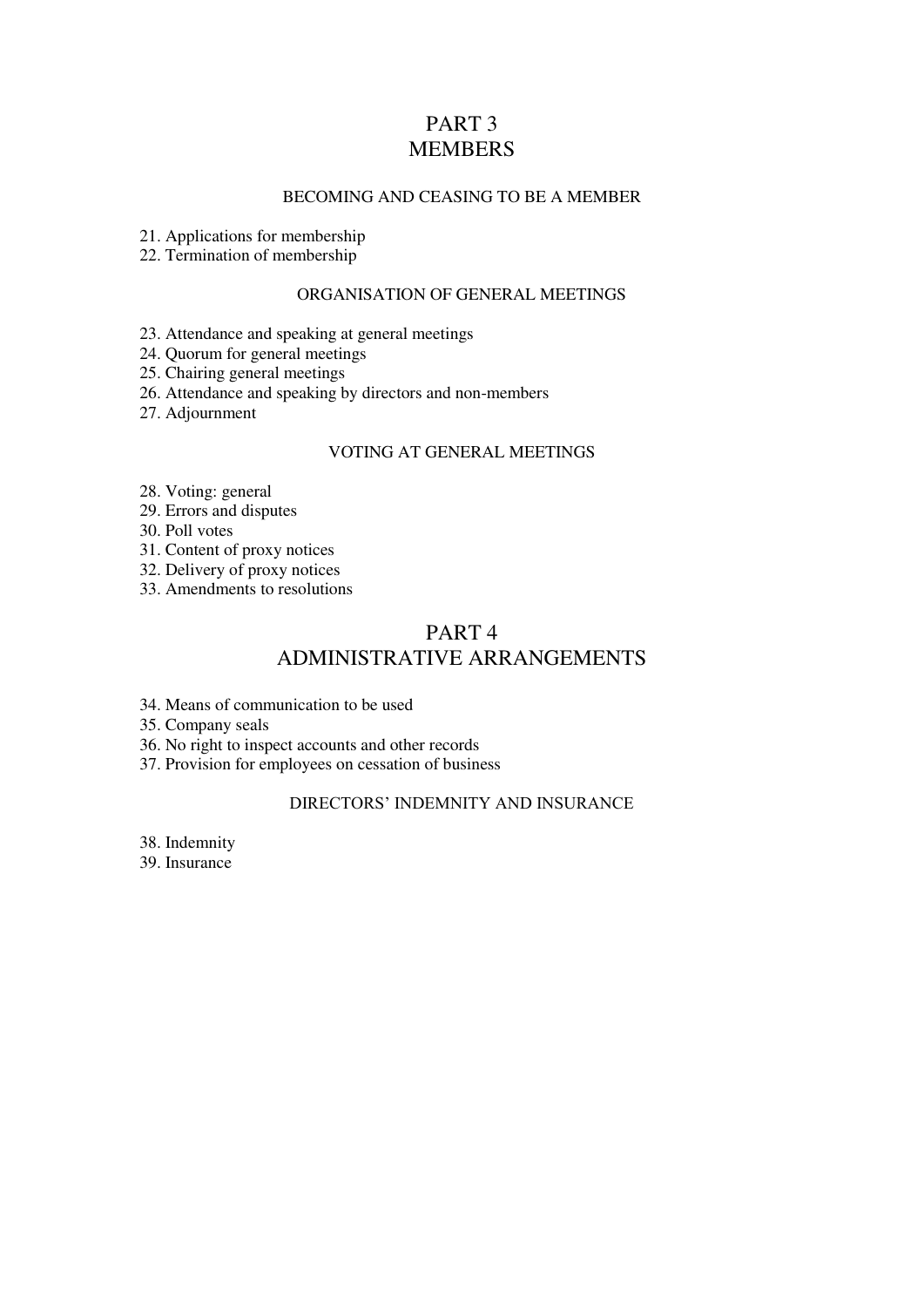# PART 3
# MEMBERS

### BECOMING AND CEASING TO BE A MEMBER

21. Applications for membership
22. Termination of membership

### ORGANISATION OF GENERAL MEETINGS

23. Attendance and speaking at general meetings
24. Quorum for general meetings
25. Chairing general meetings
26. Attendance and speaking by directors and non-members
27. Adjournment

### VOTING AT GENERAL MEETINGS

28. Voting: general
29. Errors and disputes
30. Poll votes
31. Content of proxy notices
32. Delivery of proxy notices
33. Amendments to resolutions

# PART 4
# ADMINISTRATIVE ARRANGEMENTS

34. Means of communication to be used
35. Company seals
36. No right to inspect accounts and other records
37. Provision for employees on cessation of business

### DIRECTORS' INDEMNITY AND INSURANCE

38. Indemnity
39. Insurance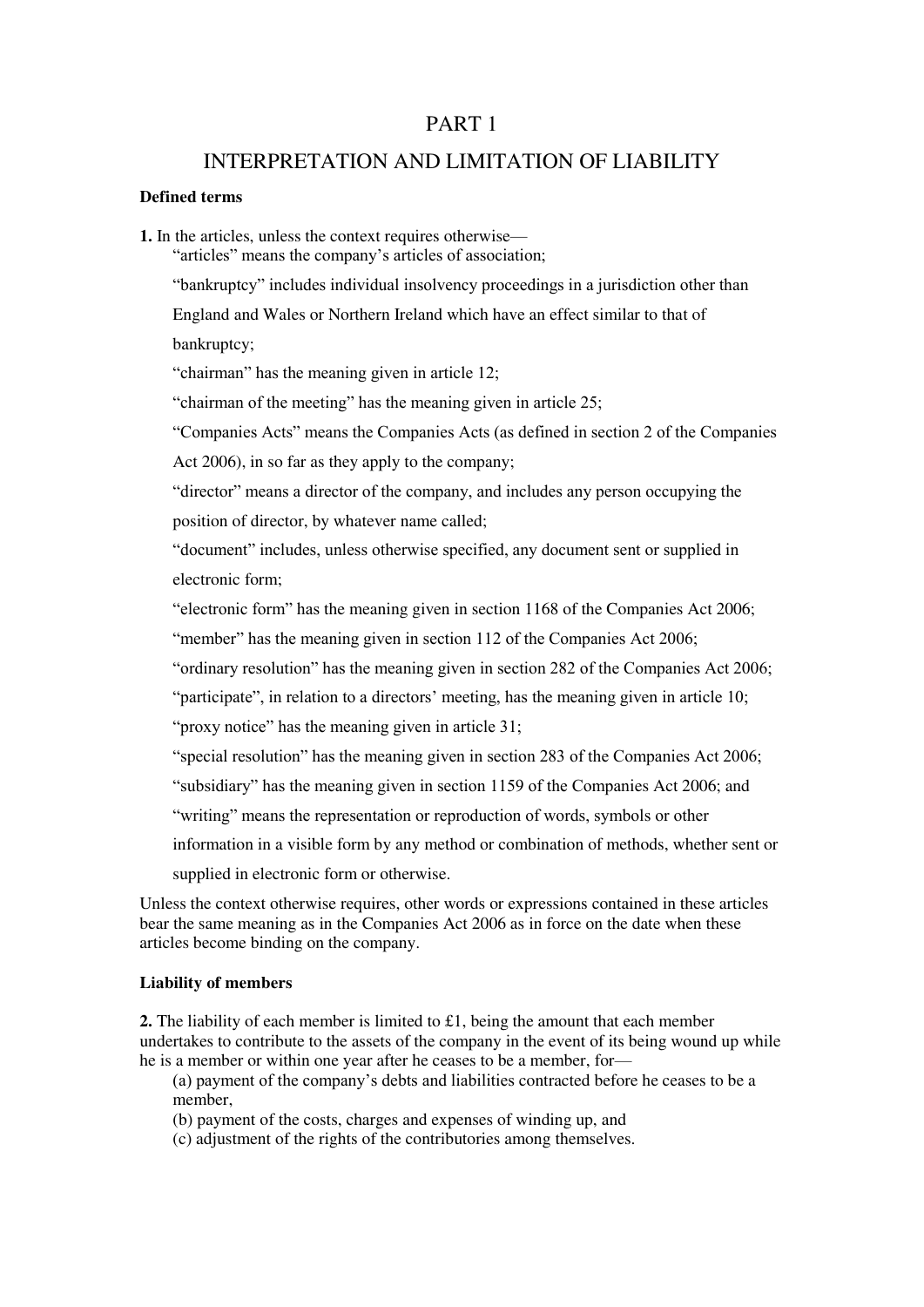# PART 1

## INTERPRETATION AND LIMITATION OF LIABILITY

### Defined terms

**1.** In the articles, unless the context requires otherwise—

"articles" means the company's articles of association;

"bankruptcy" includes individual insolvency proceedings in a jurisdiction other than England and Wales or Northern Ireland which have an effect similar to that of bankruptcy;

"chairman" has the meaning given in article 12;

"chairman of the meeting" has the meaning given in article 25;

"Companies Acts" means the Companies Acts (as defined in section 2 of the Companies Act 2006), in so far as they apply to the company;

"director" means a director of the company, and includes any person occupying the position of director, by whatever name called;

"document" includes, unless otherwise specified, any document sent or supplied in electronic form;

"electronic form" has the meaning given in section 1168 of the Companies Act 2006;

"member" has the meaning given in section 112 of the Companies Act 2006;

"ordinary resolution" has the meaning given in section 282 of the Companies Act 2006;

"participate", in relation to a directors' meeting, has the meaning given in article 10;

"proxy notice" has the meaning given in article 31;

"special resolution" has the meaning given in section 283 of the Companies Act 2006;

"subsidiary" has the meaning given in section 1159 of the Companies Act 2006; and

"writing" means the representation or reproduction of words, symbols or other information in a visible form by any method or combination of methods, whether sent or supplied in electronic form or otherwise.

Unless the context otherwise requires, other words or expressions contained in these articles bear the same meaning as in the Companies Act 2006 as in force on the date when these articles become binding on the company.

### Liability of members

**2.** The liability of each member is limited to £1, being the amount that each member undertakes to contribute to the assets of the company in the event of its being wound up while he is a member or within one year after he ceases to be a member, for—

(a) payment of the company's debts and liabilities contracted before he ceases to be a member,

(b) payment of the costs, charges and expenses of winding up, and

(c) adjustment of the rights of the contributories among themselves.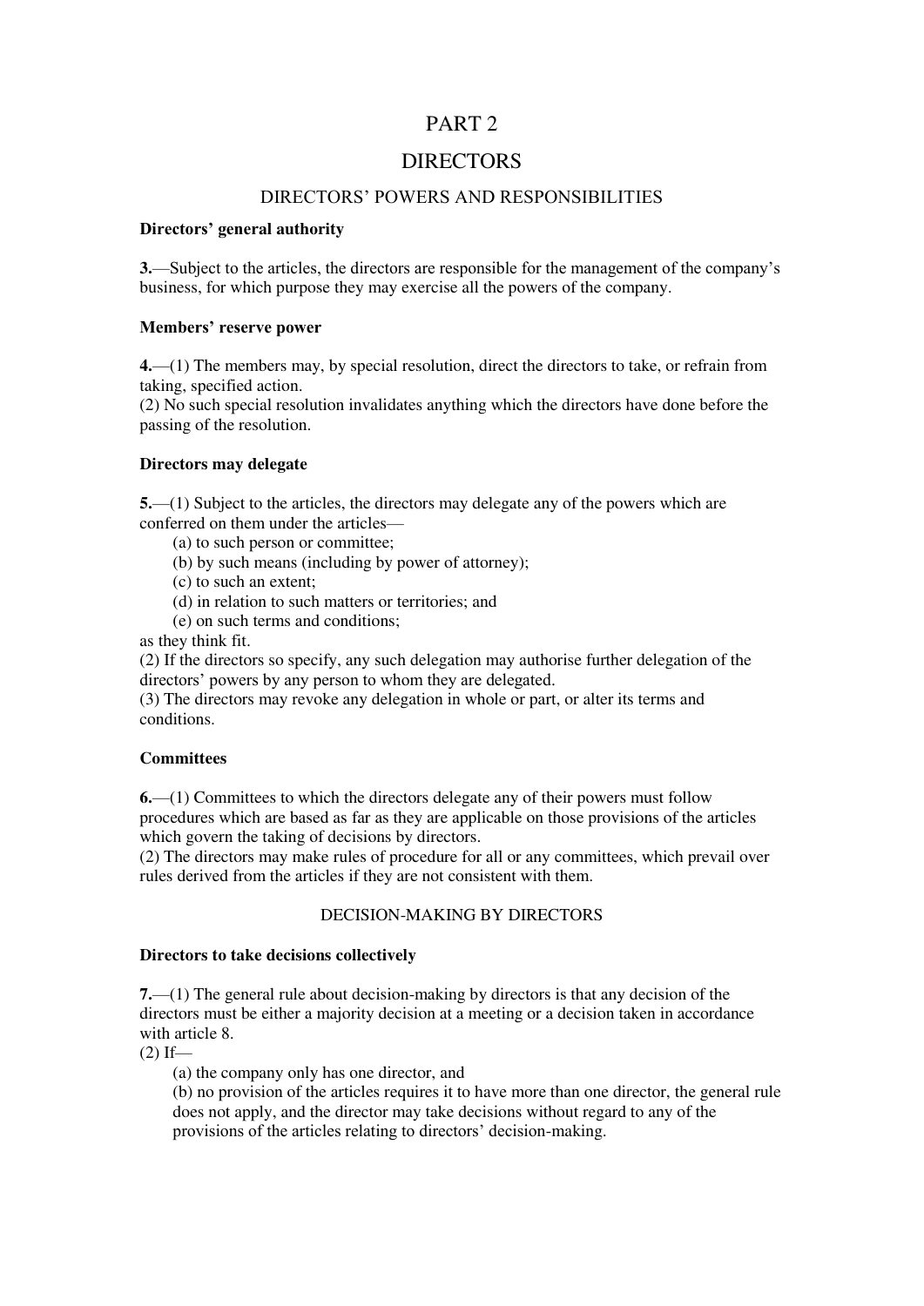# PART 2

# DIRECTORS

## DIRECTORS' POWERS AND RESPONSIBILITIES

### Directors' general authority

**3.**—Subject to the articles, the directors are responsible for the management of the company's business, for which purpose they may exercise all the powers of the company.

### Members' reserve power

**4.**—(1) The members may, by special resolution, direct the directors to take, or refrain from taking, specified action.
(2) No such special resolution invalidates anything which the directors have done before the passing of the resolution.

### Directors may delegate

**5.**—(1) Subject to the articles, the directors may delegate any of the powers which are conferred on them under the articles—

(a) to such person or committee;
(b) by such means (including by power of attorney);
(c) to such an extent;
(d) in relation to such matters or territories; and
(e) on such terms and conditions;

as they think fit.
(2) If the directors so specify, any such delegation may authorise further delegation of the directors' powers by any person to whom they are delegated.
(3) The directors may revoke any delegation in whole or part, or alter its terms and conditions.

### Committees

**6.**—(1) Committees to which the directors delegate any of their powers must follow procedures which are based as far as they are applicable on those provisions of the articles which govern the taking of decisions by directors.
(2) The directors may make rules of procedure for all or any committees, which prevail over rules derived from the articles if they are not consistent with them.

## DECISION-MAKING BY DIRECTORS

### Directors to take decisions collectively

**7.**—(1) The general rule about decision-making by directors is that any decision of the directors must be either a majority decision at a meeting or a decision taken in accordance with article 8.
(2) If—

(a) the company only has one director, and
(b) no provision of the articles requires it to have more than one director, the general rule does not apply, and the director may take decisions without regard to any of the provisions of the articles relating to directors' decision-making.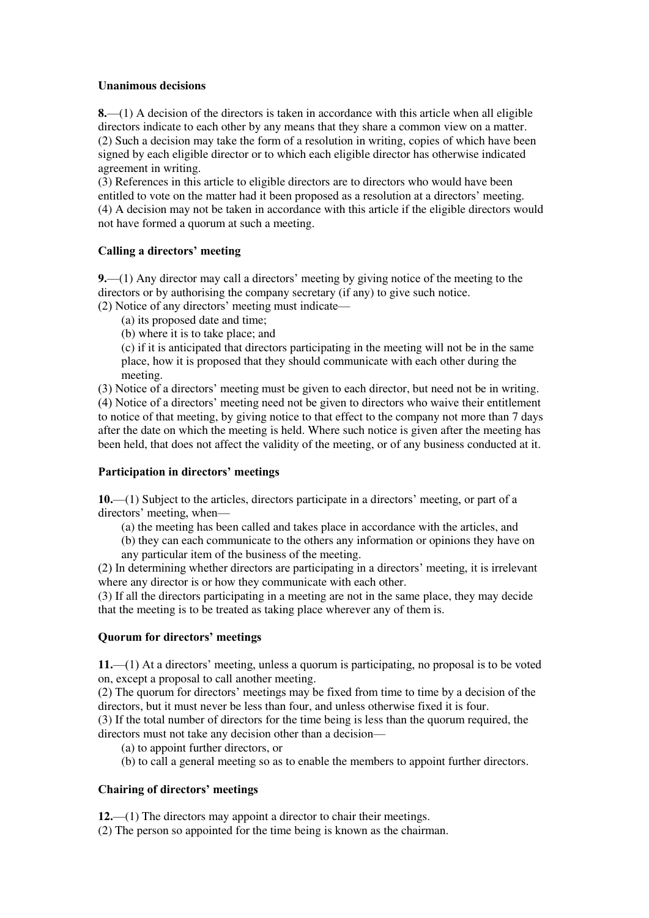**Unanimous decisions**

**8.**—(1) A decision of the directors is taken in accordance with this article when all eligible directors indicate to each other by any means that they share a common view on a matter.
(2) Such a decision may take the form of a resolution in writing, copies of which have been signed by each eligible director or to which each eligible director has otherwise indicated agreement in writing.
(3) References in this article to eligible directors are to directors who would have been entitled to vote on the matter had it been proposed as a resolution at a directors' meeting.
(4) A decision may not be taken in accordance with this article if the eligible directors would not have formed a quorum at such a meeting.

**Calling a directors' meeting**

**9.**—(1) Any director may call a directors' meeting by giving notice of the meeting to the directors or by authorising the company secretary (if any) to give such notice.
(2) Notice of any directors' meeting must indicate—

(a) its proposed date and time;
(b) where it is to take place; and
(c) if it is anticipated that directors participating in the meeting will not be in the same place, how it is proposed that they should communicate with each other during the meeting.

(3) Notice of a directors' meeting must be given to each director, but need not be in writing.
(4) Notice of a directors' meeting need not be given to directors who waive their entitlement to notice of that meeting, by giving notice to that effect to the company not more than 7 days after the date on which the meeting is held. Where such notice is given after the meeting has been held, that does not affect the validity of the meeting, or of any business conducted at it.

**Participation in directors' meetings**

**10.**—(1) Subject to the articles, directors participate in a directors' meeting, or part of a directors' meeting, when—

(a) the meeting has been called and takes place in accordance with the articles, and
(b) they can each communicate to the others any information or opinions they have on any particular item of the business of the meeting.

(2) In determining whether directors are participating in a directors' meeting, it is irrelevant where any director is or how they communicate with each other.
(3) If all the directors participating in a meeting are not in the same place, they may decide that the meeting is to be treated as taking place wherever any of them is.

**Quorum for directors' meetings**

**11.**—(1) At a directors' meeting, unless a quorum is participating, no proposal is to be voted on, except a proposal to call another meeting.
(2) The quorum for directors' meetings may be fixed from time to time by a decision of the directors, but it must never be less than four, and unless otherwise fixed it is four.
(3) If the total number of directors for the time being is less than the quorum required, the directors must not take any decision other than a decision—

(a) to appoint further directors, or
(b) to call a general meeting so as to enable the members to appoint further directors.

**Chairing of directors' meetings**

**12.**—(1) The directors may appoint a director to chair their meetings.
(2) The person so appointed for the time being is known as the chairman.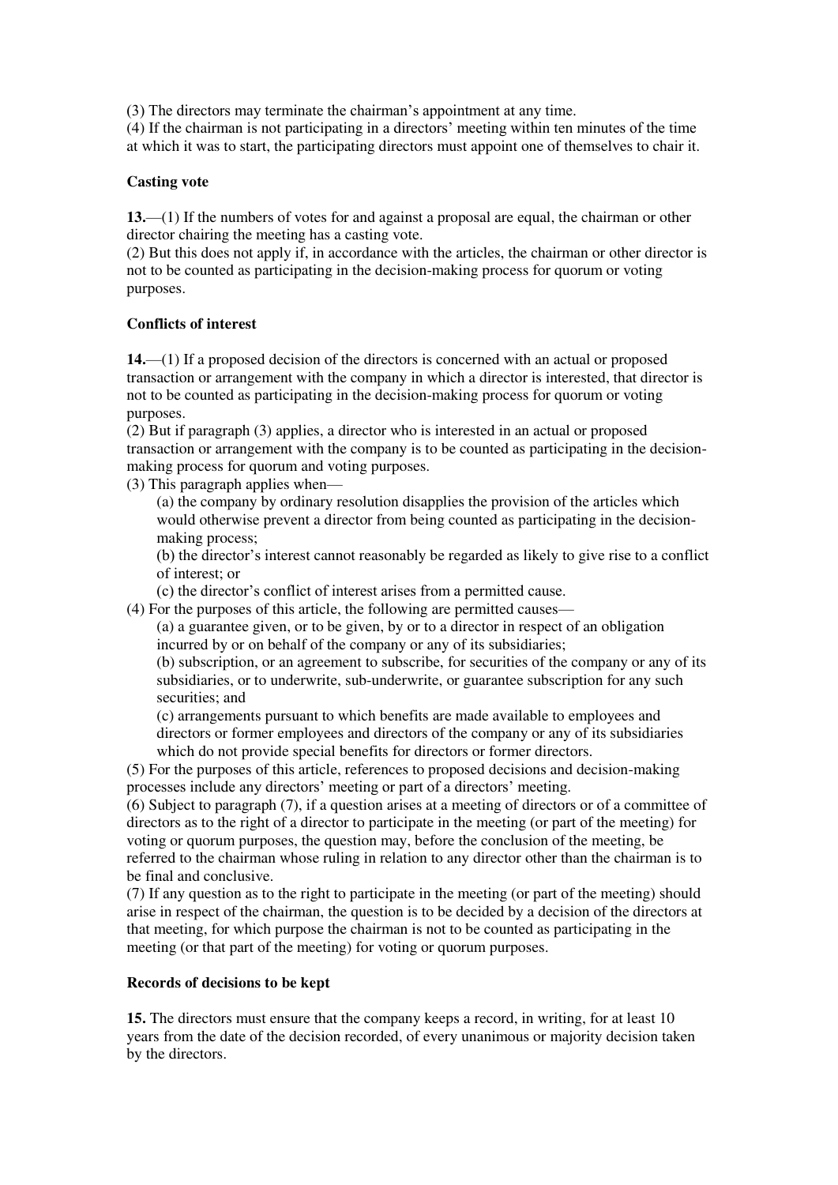(3) The directors may terminate the chairman's appointment at any time.

(4) If the chairman is not participating in a directors' meeting within ten minutes of the time at which it was to start, the participating directors must appoint one of themselves to chair it.

**Casting vote**

**13.**—(1) If the numbers of votes for and against a proposal are equal, the chairman or other director chairing the meeting has a casting vote.

(2) But this does not apply if, in accordance with the articles, the chairman or other director is not to be counted as participating in the decision-making process for quorum or voting purposes.

**Conflicts of interest**

**14.**—(1) If a proposed decision of the directors is concerned with an actual or proposed transaction or arrangement with the company in which a director is interested, that director is not to be counted as participating in the decision-making process for quorum or voting purposes.

(2) But if paragraph (3) applies, a director who is interested in an actual or proposed transaction or arrangement with the company is to be counted as participating in the decision-making process for quorum and voting purposes.

(3) This paragraph applies when—

(a) the company by ordinary resolution disapplies the provision of the articles which would otherwise prevent a director from being counted as participating in the decision-making process;

(b) the director's interest cannot reasonably be regarded as likely to give rise to a conflict of interest; or

(c) the director's conflict of interest arises from a permitted cause.

(4) For the purposes of this article, the following are permitted causes—

(a) a guarantee given, or to be given, by or to a director in respect of an obligation incurred by or on behalf of the company or any of its subsidiaries;

(b) subscription, or an agreement to subscribe, for securities of the company or any of its subsidiaries, or to underwrite, sub-underwrite, or guarantee subscription for any such securities; and

(c) arrangements pursuant to which benefits are made available to employees and directors or former employees and directors of the company or any of its subsidiaries which do not provide special benefits for directors or former directors.

(5) For the purposes of this article, references to proposed decisions and decision-making processes include any directors' meeting or part of a directors' meeting.

(6) Subject to paragraph (7), if a question arises at a meeting of directors or of a committee of directors as to the right of a director to participate in the meeting (or part of the meeting) for voting or quorum purposes, the question may, before the conclusion of the meeting, be referred to the chairman whose ruling in relation to any director other than the chairman is to be final and conclusive.

(7) If any question as to the right to participate in the meeting (or part of the meeting) should arise in respect of the chairman, the question is to be decided by a decision of the directors at that meeting, for which purpose the chairman is not to be counted as participating in the meeting (or that part of the meeting) for voting or quorum purposes.

**Records of decisions to be kept**

**15.** The directors must ensure that the company keeps a record, in writing, for at least 10 years from the date of the decision recorded, of every unanimous or majority decision taken by the directors.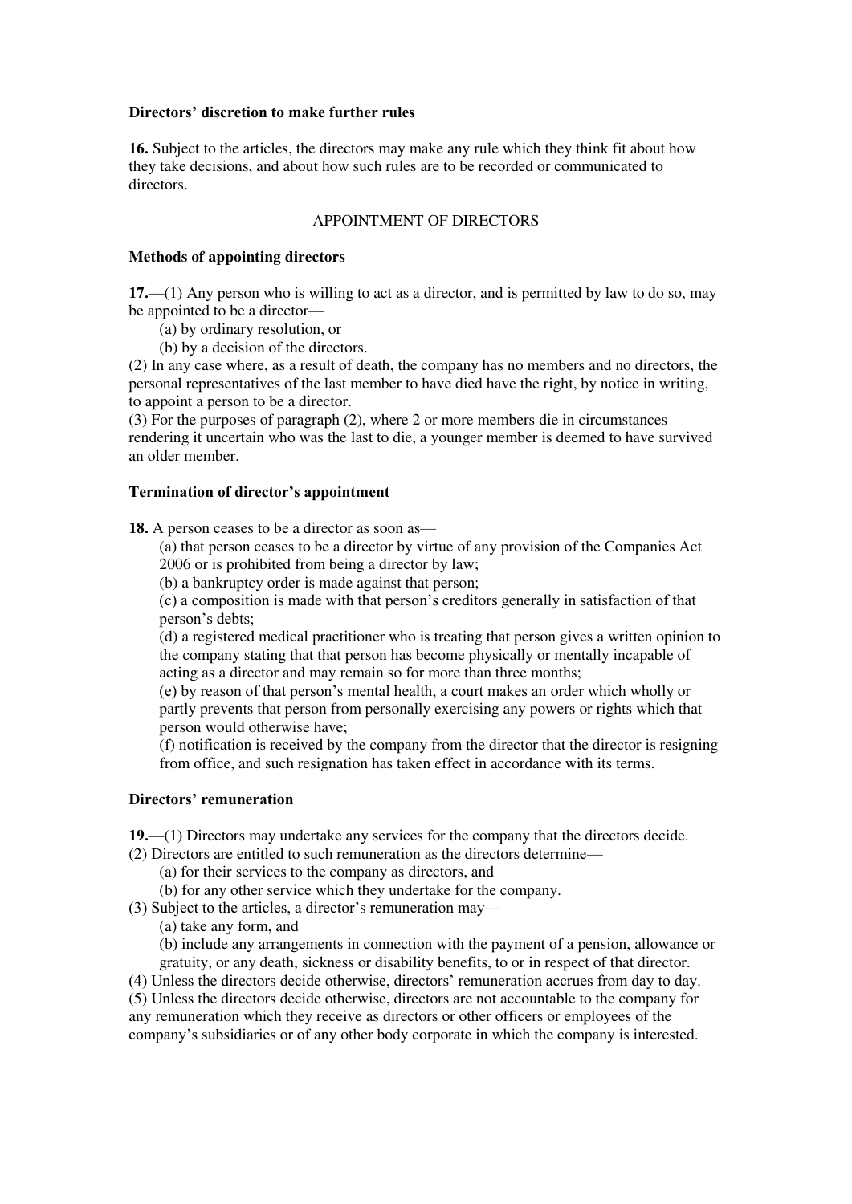**Directors' discretion to make further rules**

**16.** Subject to the articles, the directors may make any rule which they think fit about how they take decisions, and about how such rules are to be recorded or communicated to directors.

## APPOINTMENT OF DIRECTORS

**Methods of appointing directors**

**17.**—(1) Any person who is willing to act as a director, and is permitted by law to do so, may be appointed to be a director—

(a) by ordinary resolution, or

(b) by a decision of the directors.

(2) In any case where, as a result of death, the company has no members and no directors, the personal representatives of the last member to have died have the right, by notice in writing, to appoint a person to be a director.

(3) For the purposes of paragraph (2), where 2 or more members die in circumstances rendering it uncertain who was the last to die, a younger member is deemed to have survived an older member.

**Termination of director's appointment**

**18.** A person ceases to be a director as soon as—

(a) that person ceases to be a director by virtue of any provision of the Companies Act 2006 or is prohibited from being a director by law;

(b) a bankruptcy order is made against that person;

(c) a composition is made with that person's creditors generally in satisfaction of that person's debts;

(d) a registered medical practitioner who is treating that person gives a written opinion to the company stating that that person has become physically or mentally incapable of acting as a director and may remain so for more than three months;

(e) by reason of that person's mental health, a court makes an order which wholly or partly prevents that person from personally exercising any powers or rights which that person would otherwise have;

(f) notification is received by the company from the director that the director is resigning from office, and such resignation has taken effect in accordance with its terms.

**Directors' remuneration**

**19.**—(1) Directors may undertake any services for the company that the directors decide.

(2) Directors are entitled to such remuneration as the directors determine—

(a) for their services to the company as directors, and

(b) for any other service which they undertake for the company.

(3) Subject to the articles, a director's remuneration may—

(a) take any form, and

(b) include any arrangements in connection with the payment of a pension, allowance or gratuity, or any death, sickness or disability benefits, to or in respect of that director.

(4) Unless the directors decide otherwise, directors' remuneration accrues from day to day.

(5) Unless the directors decide otherwise, directors are not accountable to the company for any remuneration which they receive as directors or other officers or employees of the company's subsidiaries or of any other body corporate in which the company is interested.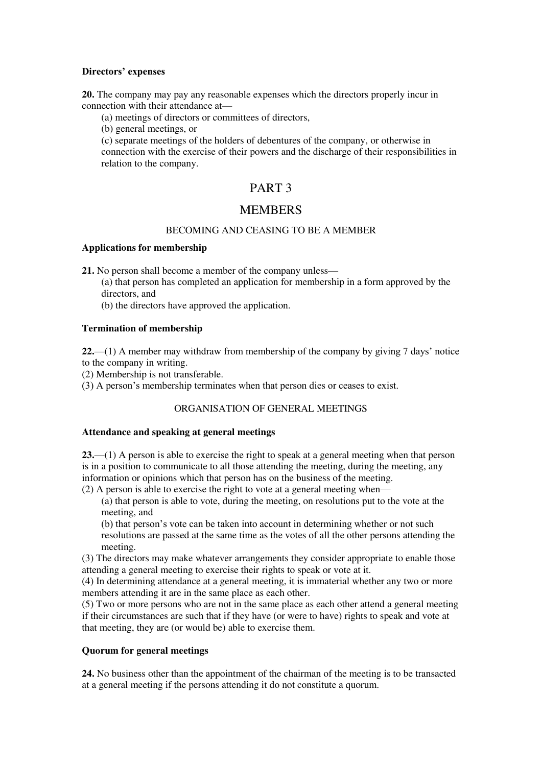**Directors' expenses**

**20.** The company may pay any reasonable expenses which the directors properly incur in connection with their attendance at—

(a) meetings of directors or committees of directors,

(b) general meetings, or

(c) separate meetings of the holders of debentures of the company, or otherwise in connection with the exercise of their powers and the discharge of their responsibilities in relation to the company.

# PART 3

# MEMBERS

## BECOMING AND CEASING TO BE A MEMBER

**Applications for membership**

**21.** No person shall become a member of the company unless—

(a) that person has completed an application for membership in a form approved by the directors, and

(b) the directors have approved the application.

**Termination of membership**

**22.**—(1) A member may withdraw from membership of the company by giving 7 days' notice to the company in writing.

(2) Membership is not transferable.

(3) A person's membership terminates when that person dies or ceases to exist.

## ORGANISATION OF GENERAL MEETINGS

**Attendance and speaking at general meetings**

**23.**—(1) A person is able to exercise the right to speak at a general meeting when that person is in a position to communicate to all those attending the meeting, during the meeting, any information or opinions which that person has on the business of the meeting.

(2) A person is able to exercise the right to vote at a general meeting when—

(a) that person is able to vote, during the meeting, on resolutions put to the vote at the meeting, and

(b) that person's vote can be taken into account in determining whether or not such resolutions are passed at the same time as the votes of all the other persons attending the meeting.

(3) The directors may make whatever arrangements they consider appropriate to enable those attending a general meeting to exercise their rights to speak or vote at it.

(4) In determining attendance at a general meeting, it is immaterial whether any two or more members attending it are in the same place as each other.

(5) Two or more persons who are not in the same place as each other attend a general meeting if their circumstances are such that if they have (or were to have) rights to speak and vote at that meeting, they are (or would be) able to exercise them.

**Quorum for general meetings**

**24.** No business other than the appointment of the chairman of the meeting is to be transacted at a general meeting if the persons attending it do not constitute a quorum.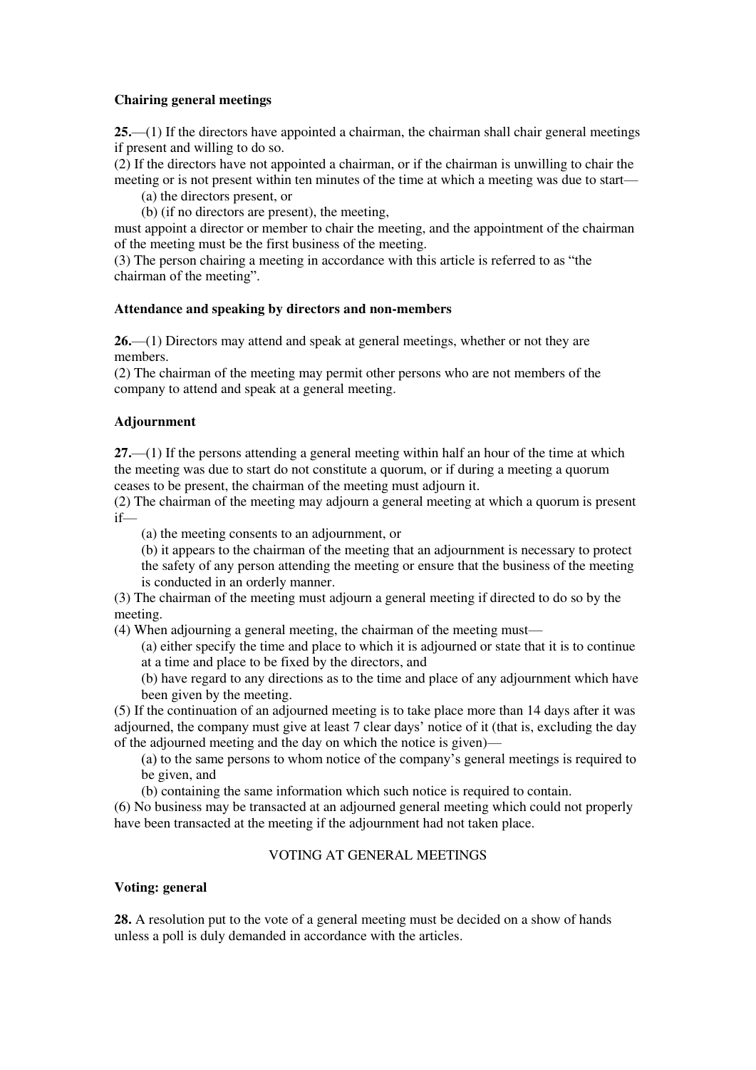**Chairing general meetings**

**25.**—(1) If the directors have appointed a chairman, the chairman shall chair general meetings if present and willing to do so.

(2) If the directors have not appointed a chairman, or if the chairman is unwilling to chair the meeting or is not present within ten minutes of the time at which a meeting was due to start—

(a) the directors present, or

(b) (if no directors are present), the meeting,

must appoint a director or member to chair the meeting, and the appointment of the chairman of the meeting must be the first business of the meeting.

(3) The person chairing a meeting in accordance with this article is referred to as "the chairman of the meeting".

**Attendance and speaking by directors and non-members**

**26.**—(1) Directors may attend and speak at general meetings, whether or not they are members.

(2) The chairman of the meeting may permit other persons who are not members of the company to attend and speak at a general meeting.

**Adjournment**

**27.**—(1) If the persons attending a general meeting within half an hour of the time at which the meeting was due to start do not constitute a quorum, or if during a meeting a quorum ceases to be present, the chairman of the meeting must adjourn it.

(2) The chairman of the meeting may adjourn a general meeting at which a quorum is present if—

(a) the meeting consents to an adjournment, or

(b) it appears to the chairman of the meeting that an adjournment is necessary to protect the safety of any person attending the meeting or ensure that the business of the meeting is conducted in an orderly manner.

(3) The chairman of the meeting must adjourn a general meeting if directed to do so by the meeting.

(4) When adjourning a general meeting, the chairman of the meeting must—

(a) either specify the time and place to which it is adjourned or state that it is to continue at a time and place to be fixed by the directors, and

(b) have regard to any directions as to the time and place of any adjournment which have been given by the meeting.

(5) If the continuation of an adjourned meeting is to take place more than 14 days after it was adjourned, the company must give at least 7 clear days' notice of it (that is, excluding the day of the adjourned meeting and the day on which the notice is given)—

(a) to the same persons to whom notice of the company's general meetings is required to be given, and

(b) containing the same information which such notice is required to contain.

(6) No business may be transacted at an adjourned general meeting which could not properly have been transacted at the meeting if the adjournment had not taken place.

## VOTING AT GENERAL MEETINGS

**Voting: general**

**28.** A resolution put to the vote of a general meeting must be decided on a show of hands unless a poll is duly demanded in accordance with the articles.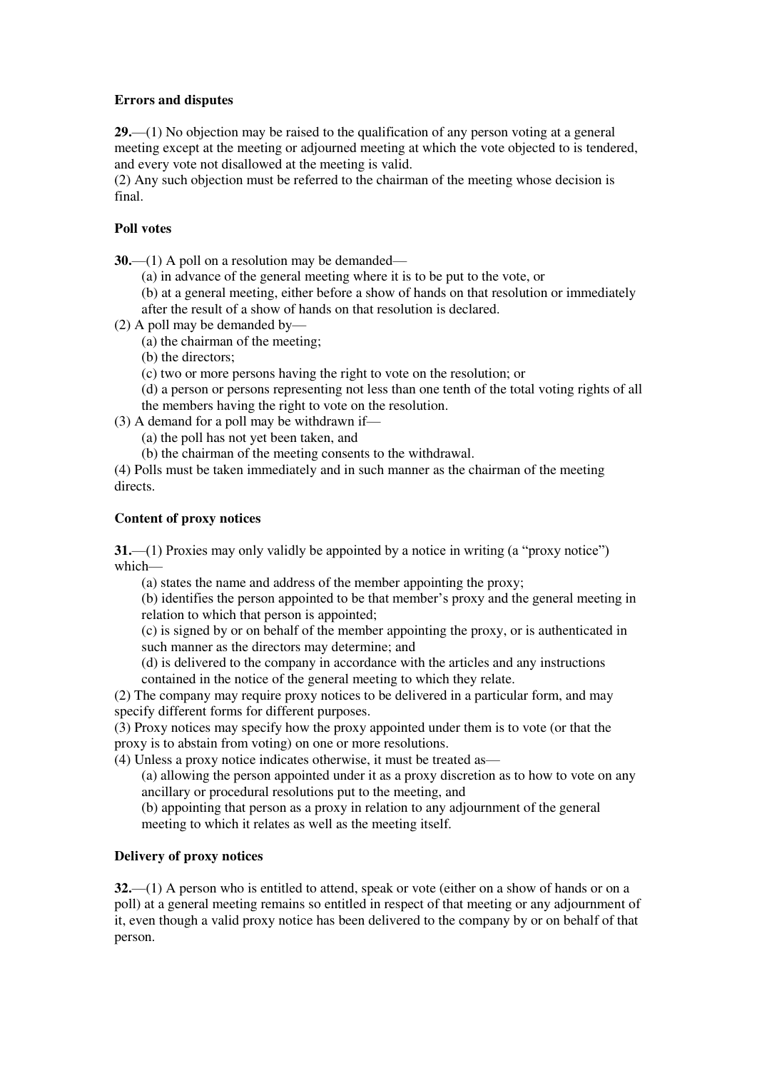### Errors and disputes

**29.**—(1) No objection may be raised to the qualification of any person voting at a general meeting except at the meeting or adjourned meeting at which the vote objected to is tendered, and every vote not disallowed at the meeting is valid.
(2) Any such objection must be referred to the chairman of the meeting whose decision is final.

### Poll votes

**30.**—(1) A poll on a resolution may be demanded—

(a) in advance of the general meeting where it is to be put to the vote, or

(b) at a general meeting, either before a show of hands on that resolution or immediately after the result of a show of hands on that resolution is declared.

(2) A poll may be demanded by—

(a) the chairman of the meeting;

(b) the directors;

(c) two or more persons having the right to vote on the resolution; or

(d) a person or persons representing not less than one tenth of the total voting rights of all the members having the right to vote on the resolution.

(3) A demand for a poll may be withdrawn if—

(a) the poll has not yet been taken, and

(b) the chairman of the meeting consents to the withdrawal.

(4) Polls must be taken immediately and in such manner as the chairman of the meeting directs.

### Content of proxy notices

**31.**—(1) Proxies may only validly be appointed by a notice in writing (a "proxy notice") which—

(a) states the name and address of the member appointing the proxy;

(b) identifies the person appointed to be that member's proxy and the general meeting in relation to which that person is appointed;

(c) is signed by or on behalf of the member appointing the proxy, or is authenticated in such manner as the directors may determine; and

(d) is delivered to the company in accordance with the articles and any instructions contained in the notice of the general meeting to which they relate.

(2) The company may require proxy notices to be delivered in a particular form, and may specify different forms for different purposes.
(3) Proxy notices may specify how the proxy appointed under them is to vote (or that the proxy is to abstain from voting) on one or more resolutions.
(4) Unless a proxy notice indicates otherwise, it must be treated as—

(a) allowing the person appointed under it as a proxy discretion as to how to vote on any ancillary or procedural resolutions put to the meeting, and

(b) appointing that person as a proxy in relation to any adjournment of the general meeting to which it relates as well as the meeting itself.

### Delivery of proxy notices

**32.**—(1) A person who is entitled to attend, speak or vote (either on a show of hands or on a poll) at a general meeting remains so entitled in respect of that meeting or any adjournment of it, even though a valid proxy notice has been delivered to the company by or on behalf of that person.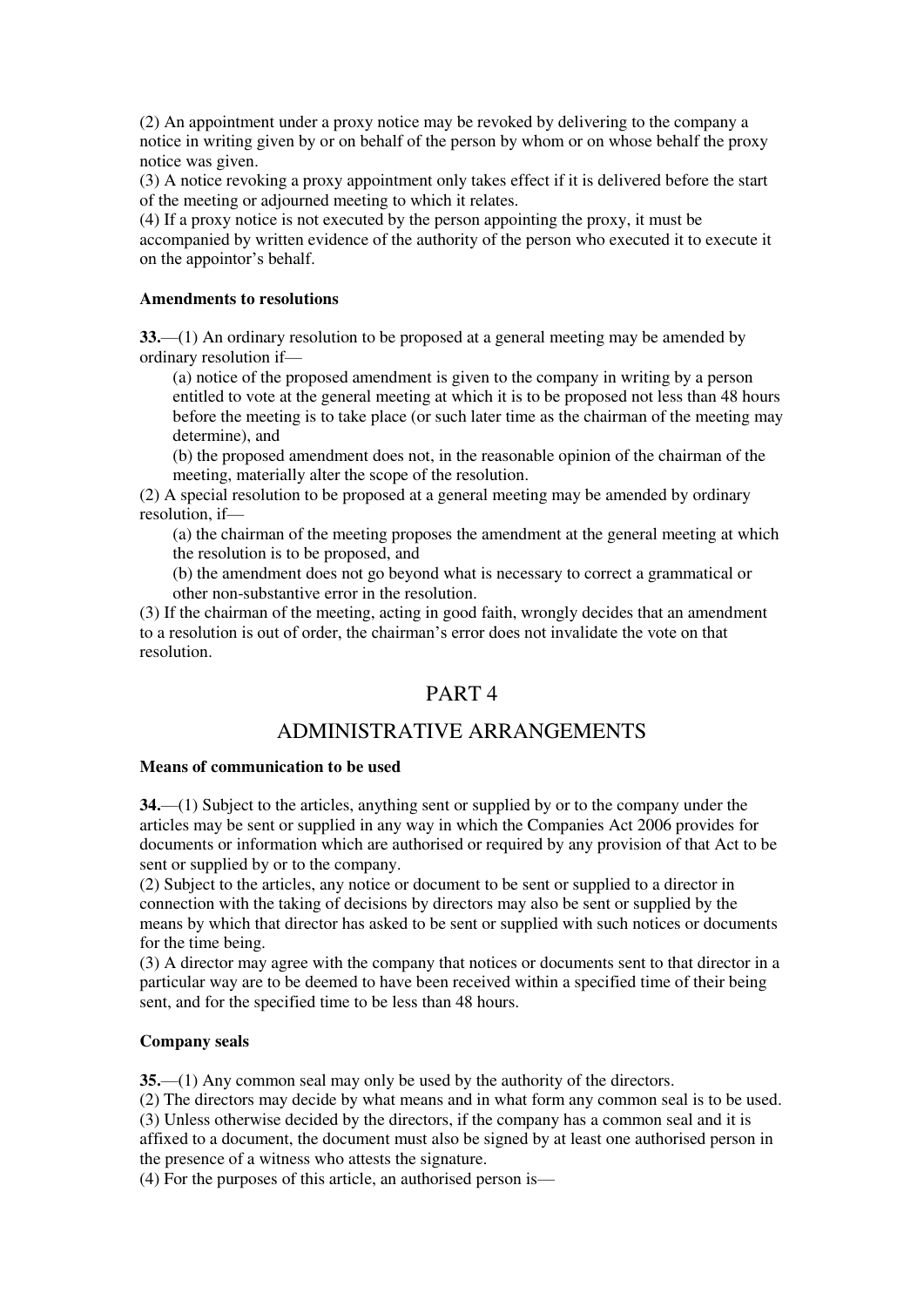(2) An appointment under a proxy notice may be revoked by delivering to the company a notice in writing given by or on behalf of the person by whom or on whose behalf the proxy notice was given.

(3) A notice revoking a proxy appointment only takes effect if it is delivered before the start of the meeting or adjourned meeting to which it relates.

(4) If a proxy notice is not executed by the person appointing the proxy, it must be accompanied by written evidence of the authority of the person who executed it to execute it on the appointor's behalf.

**Amendments to resolutions**

**33.**—(1) An ordinary resolution to be proposed at a general meeting may be amended by ordinary resolution if—

(a) notice of the proposed amendment is given to the company in writing by a person entitled to vote at the general meeting at which it is to be proposed not less than 48 hours before the meeting is to take place (or such later time as the chairman of the meeting may determine), and

(b) the proposed amendment does not, in the reasonable opinion of the chairman of the meeting, materially alter the scope of the resolution.

(2) A special resolution to be proposed at a general meeting may be amended by ordinary resolution, if—

(a) the chairman of the meeting proposes the amendment at the general meeting at which the resolution is to be proposed, and

(b) the amendment does not go beyond what is necessary to correct a grammatical or other non-substantive error in the resolution.

(3) If the chairman of the meeting, acting in good faith, wrongly decides that an amendment to a resolution is out of order, the chairman's error does not invalidate the vote on that resolution.

# PART 4

# ADMINISTRATIVE ARRANGEMENTS

**Means of communication to be used**

**34.**—(1) Subject to the articles, anything sent or supplied by or to the company under the articles may be sent or supplied in any way in which the Companies Act 2006 provides for documents or information which are authorised or required by any provision of that Act to be sent or supplied by or to the company.

(2) Subject to the articles, any notice or document to be sent or supplied to a director in connection with the taking of decisions by directors may also be sent or supplied by the means by which that director has asked to be sent or supplied with such notices or documents for the time being.

(3) A director may agree with the company that notices or documents sent to that director in a particular way are to be deemed to have been received within a specified time of their being sent, and for the specified time to be less than 48 hours.

**Company seals**

**35.**—(1) Any common seal may only be used by the authority of the directors.

(2) The directors may decide by what means and in what form any common seal is to be used.

(3) Unless otherwise decided by the directors, if the company has a common seal and it is affixed to a document, the document must also be signed by at least one authorised person in the presence of a witness who attests the signature.

(4) For the purposes of this article, an authorised person is—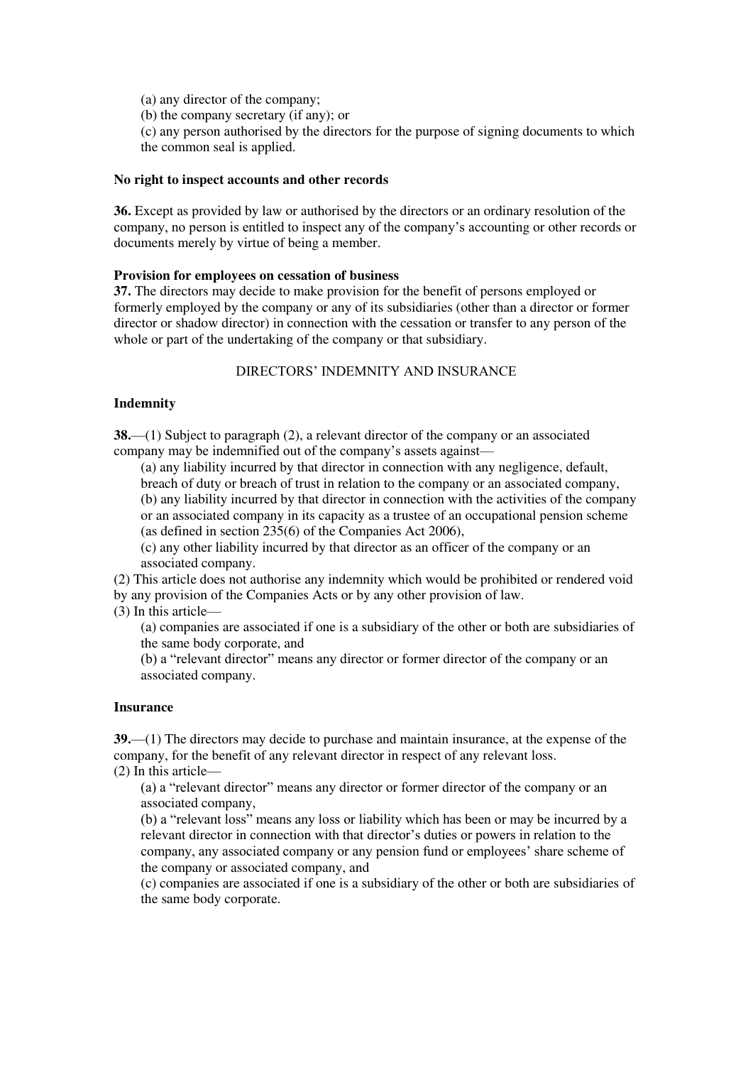(a) any director of the company;

(b) the company secretary (if any); or

(c) any person authorised by the directors for the purpose of signing documents to which the common seal is applied.

**No right to inspect accounts and other records**

**36.** Except as provided by law or authorised by the directors or an ordinary resolution of the company, no person is entitled to inspect any of the company's accounting or other records or documents merely by virtue of being a member.

**Provision for employees on cessation of business**

**37.** The directors may decide to make provision for the benefit of persons employed or formerly employed by the company or any of its subsidiaries (other than a director or former director or shadow director) in connection with the cessation or transfer to any person of the whole or part of the undertaking of the company or that subsidiary.

DIRECTORS' INDEMNITY AND INSURANCE

**Indemnity**

**38.**—(1) Subject to paragraph (2), a relevant director of the company or an associated company may be indemnified out of the company's assets against—

(a) any liability incurred by that director in connection with any negligence, default, breach of duty or breach of trust in relation to the company or an associated company,

(b) any liability incurred by that director in connection with the activities of the company or an associated company in its capacity as a trustee of an occupational pension scheme (as defined in section 235(6) of the Companies Act 2006),

(c) any other liability incurred by that director as an officer of the company or an associated company.

(2) This article does not authorise any indemnity which would be prohibited or rendered void by any provision of the Companies Acts or by any other provision of law.

(3) In this article—

(a) companies are associated if one is a subsidiary of the other or both are subsidiaries of the same body corporate, and

(b) a "relevant director" means any director or former director of the company or an associated company.

**Insurance**

**39.**—(1) The directors may decide to purchase and maintain insurance, at the expense of the company, for the benefit of any relevant director in respect of any relevant loss.

(2) In this article—

(a) a "relevant director" means any director or former director of the company or an associated company,

(b) a "relevant loss" means any loss or liability which has been or may be incurred by a relevant director in connection with that director's duties or powers in relation to the company, any associated company or any pension fund or employees' share scheme of the company or associated company, and

(c) companies are associated if one is a subsidiary of the other or both are subsidiaries of the same body corporate.